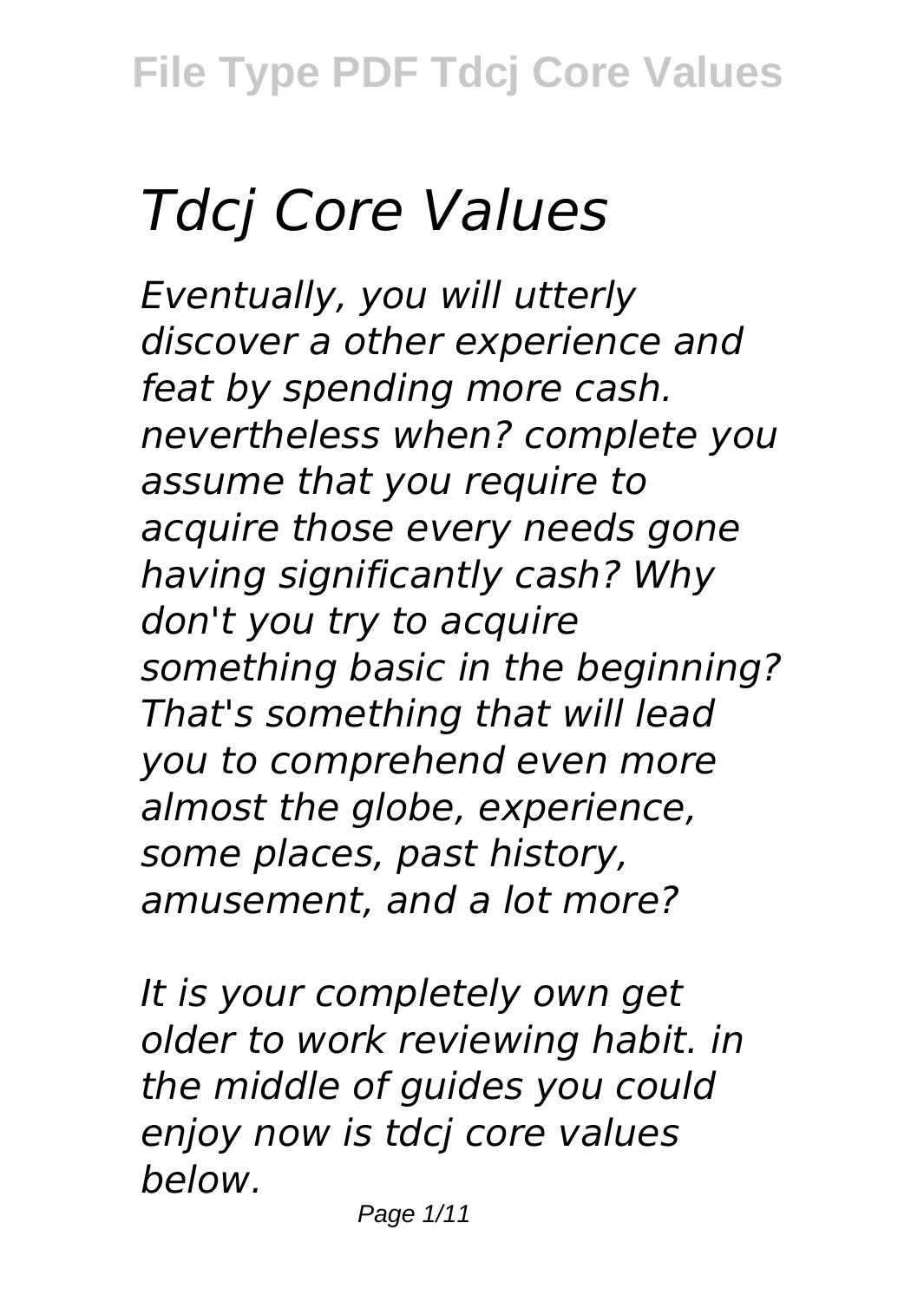# *Tdcj Core Values*

*Eventually, you will utterly discover a other experience and feat by spending more cash. nevertheless when? complete you assume that you require to acquire those every needs gone having significantly cash? Why don't you try to acquire something basic in the beginning? That's something that will lead you to comprehend even more almost the globe, experience, some places, past history, amusement, and a lot more?*

*It is your completely own get older to work reviewing habit. in the middle of guides you could enjoy now is tdcj core values below.*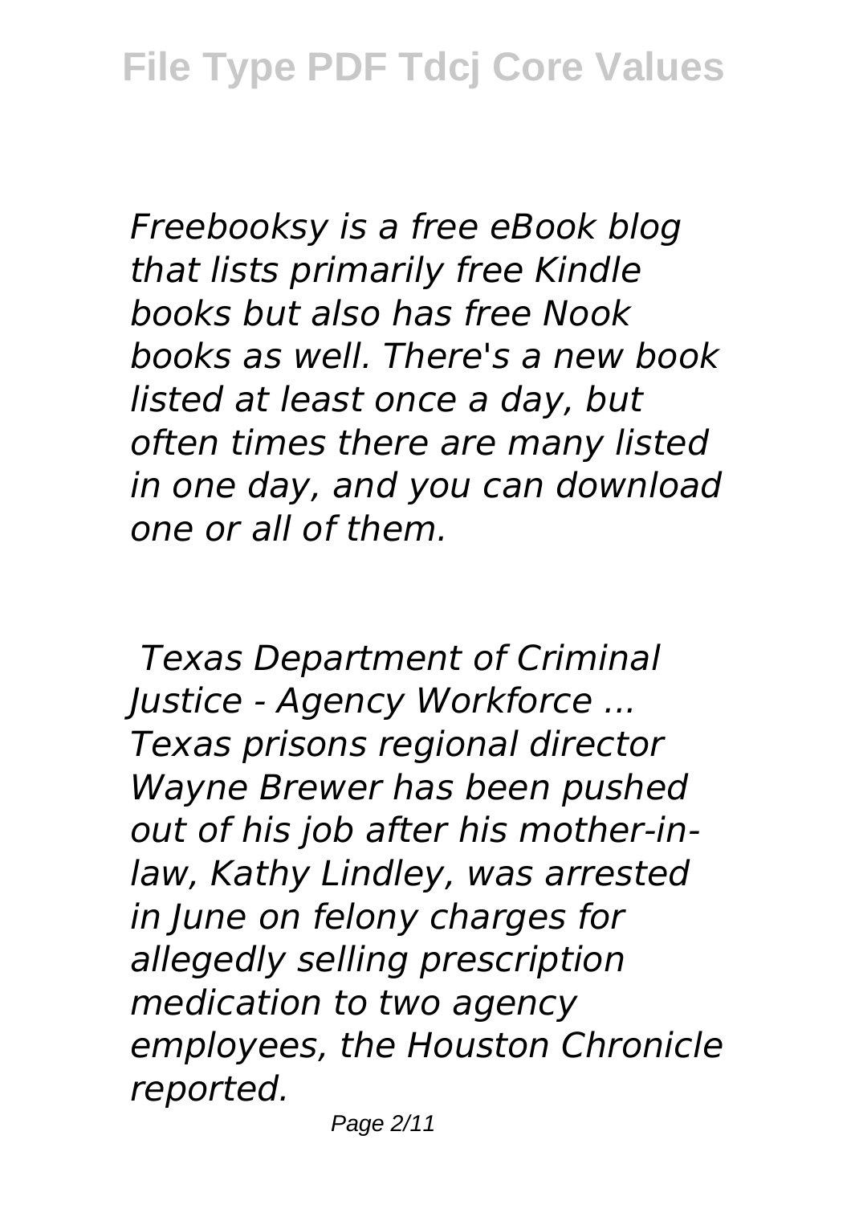*Freebooksy is a free eBook blog that lists primarily free Kindle books but also has free Nook books as well. There's a new book listed at least once a day, but often times there are many listed in one day, and you can download one or all of them.*

*Texas Department of Criminal Justice - Agency Workforce ...*

*Texas prisons regional director Wayne Brewer has been pushed out of his job after his mother-in-law, Kathy Lindley, was arrested in June on felony charges for allegedly selling prescription medication to two agency employees, the Houston Chronicle reported.*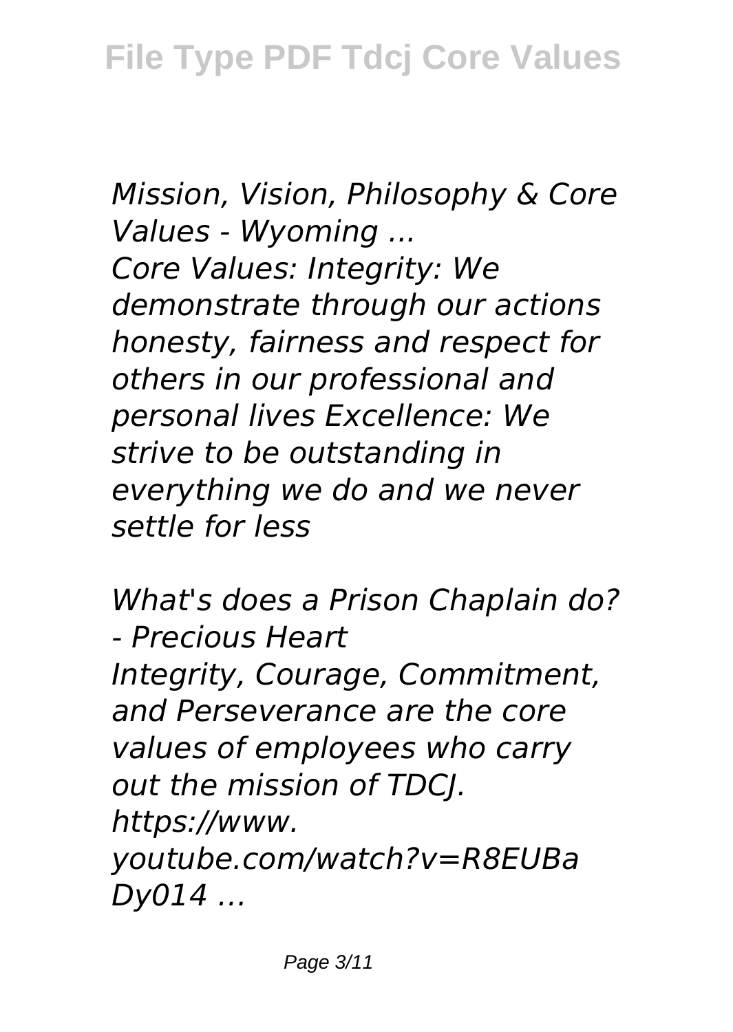*Mission, Vision, Philosophy & Core Values - Wyoming ...*
*Core Values: Integrity: We demonstrate through our actions honesty, fairness and respect for others in our professional and personal lives Excellence: We strive to be outstanding in everything we do and we never settle for less*

*What's does a Prison Chaplain do? - Precious Heart*
*Integrity, Courage, Commitment, and Perseverance are the core values of employees who carry out the mission of TDCJ. https://www.youtube.com/watch?v=R8EUBaDy014 ...*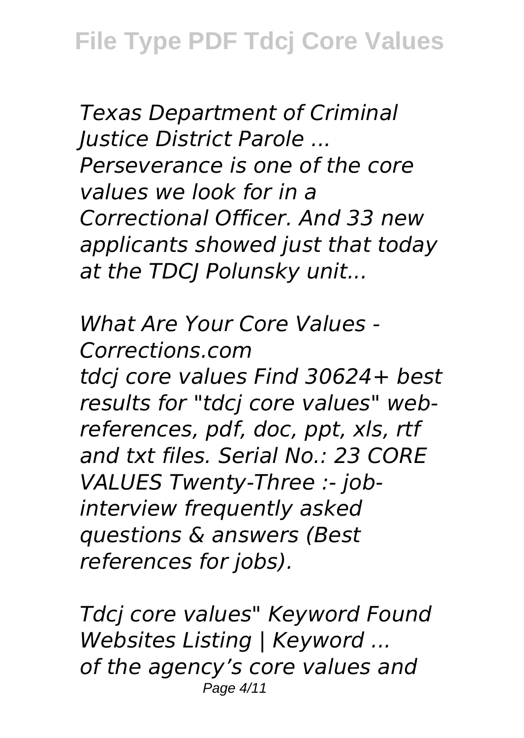*Texas Department of Criminal Justice District Parole ...*
*Perseverance is one of the core values we look for in a Correctional Officer. And 33 new applicants showed just that today at the TDCJ Polunsky unit...*

*What Are Your Core Values - Corrections.com*
*tdcj core values Find 30624+ best results for "tdcj core values" web-references, pdf, doc, ppt, xls, rtf and txt files. Serial No.: 23 CORE VALUES Twenty-Three :- job-interview frequently asked questions & answers (Best references for jobs).*

*Tdcj core values" Keyword Found Websites Listing | Keyword ...*
*of the agency's core values and*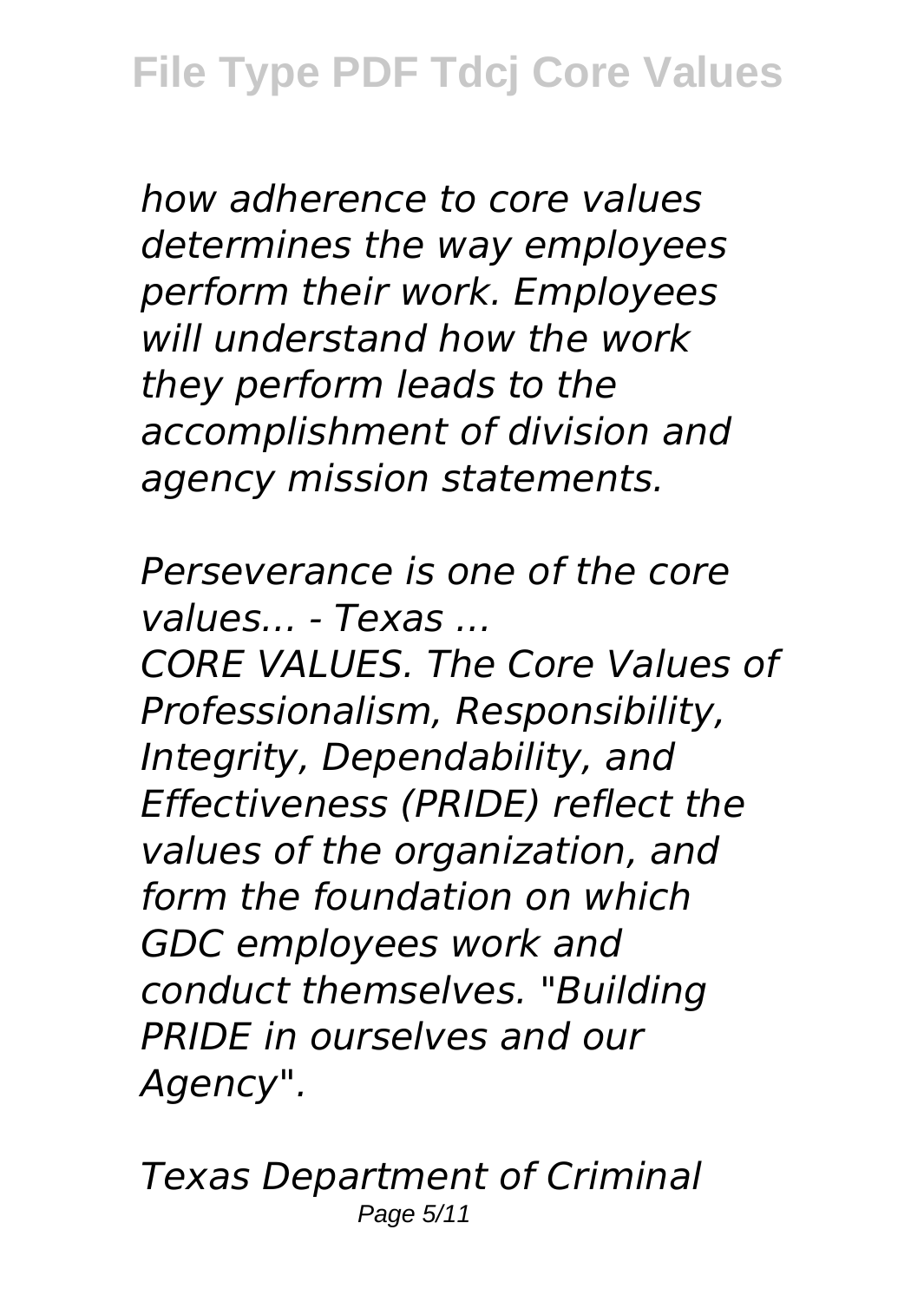*how adherence to core values determines the way employees perform their work. Employees will understand how the work they perform leads to the accomplishment of division and agency mission statements.*

*Perseverance is one of the core values... - Texas ...*

*CORE VALUES. The Core Values of Professionalism, Responsibility, Integrity, Dependability, and Effectiveness (PRIDE) reflect the values of the organization, and form the foundation on which GDC employees work and conduct themselves. "Building PRIDE in ourselves and our Agency".*

*Texas Department of Criminal*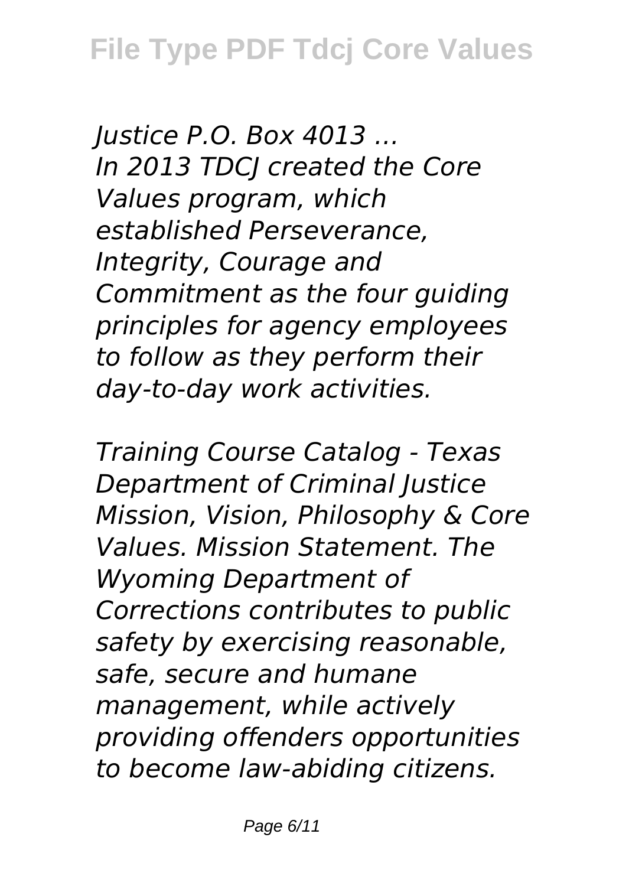*Justice P.O. Box 4013 ...*
*In 2013 TDCJ created the Core Values program, which established Perseverance, Integrity, Courage and Commitment as the four guiding principles for agency employees to follow as they perform their day-to-day work activities.*

*Training Course Catalog - Texas Department of Criminal Justice*
*Mission, Vision, Philosophy & Core Values. Mission Statement. The Wyoming Department of Corrections contributes to public safety by exercising reasonable, safe, secure and humane management, while actively providing offenders opportunities to become law-abiding citizens.*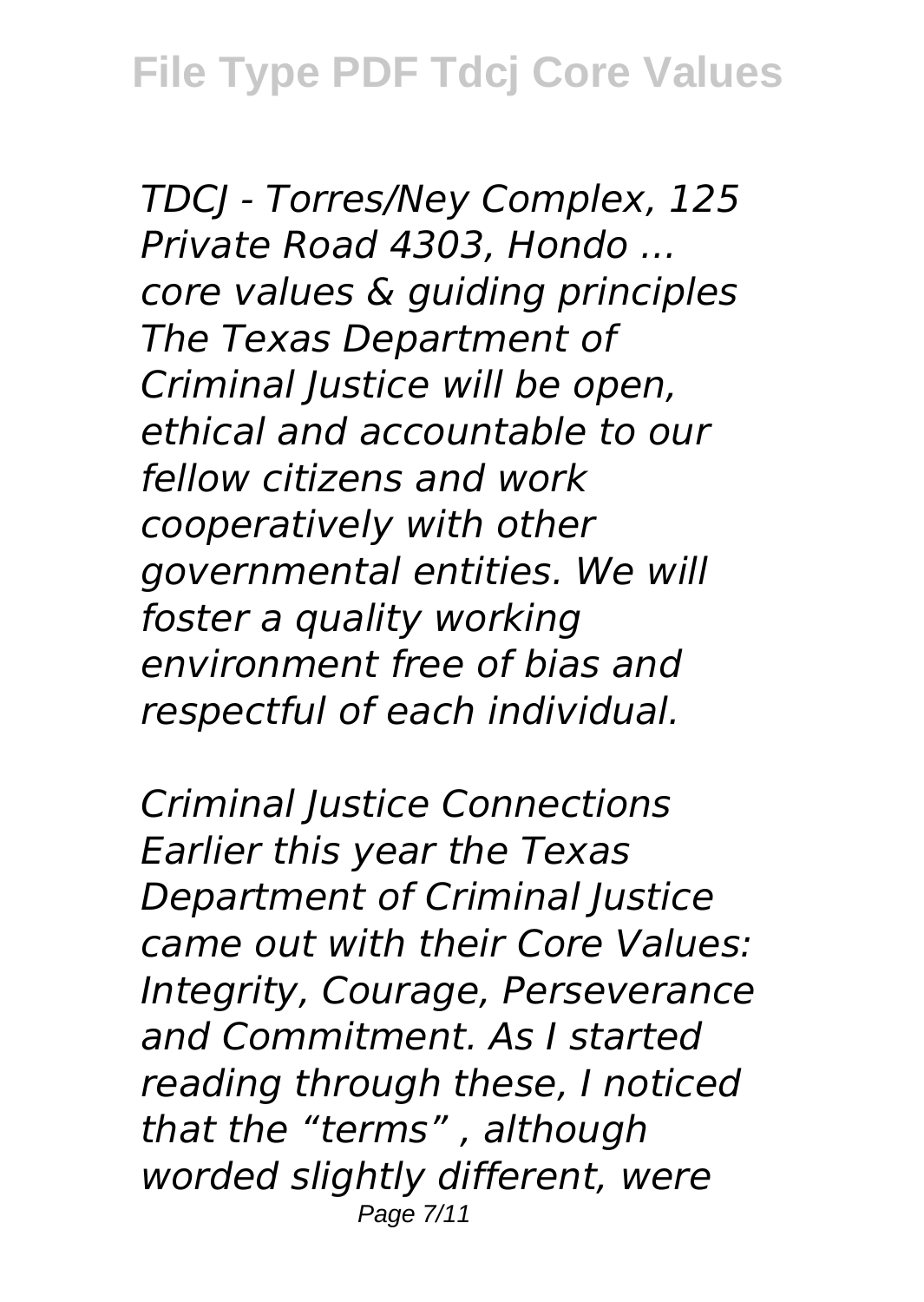*TDCJ - Torres/Ney Complex, 125 Private Road 4303, Hondo ... core values & guiding principles The Texas Department of Criminal Justice will be open, ethical and accountable to our fellow citizens and work cooperatively with other governmental entities. We will foster a quality working environment free of bias and respectful of each individual.*

*Criminal Justice Connections Earlier this year the Texas Department of Criminal Justice came out with their Core Values: Integrity, Courage, Perseverance and Commitment. As I started reading through these, I noticed that the "terms" , although worded slightly different, were*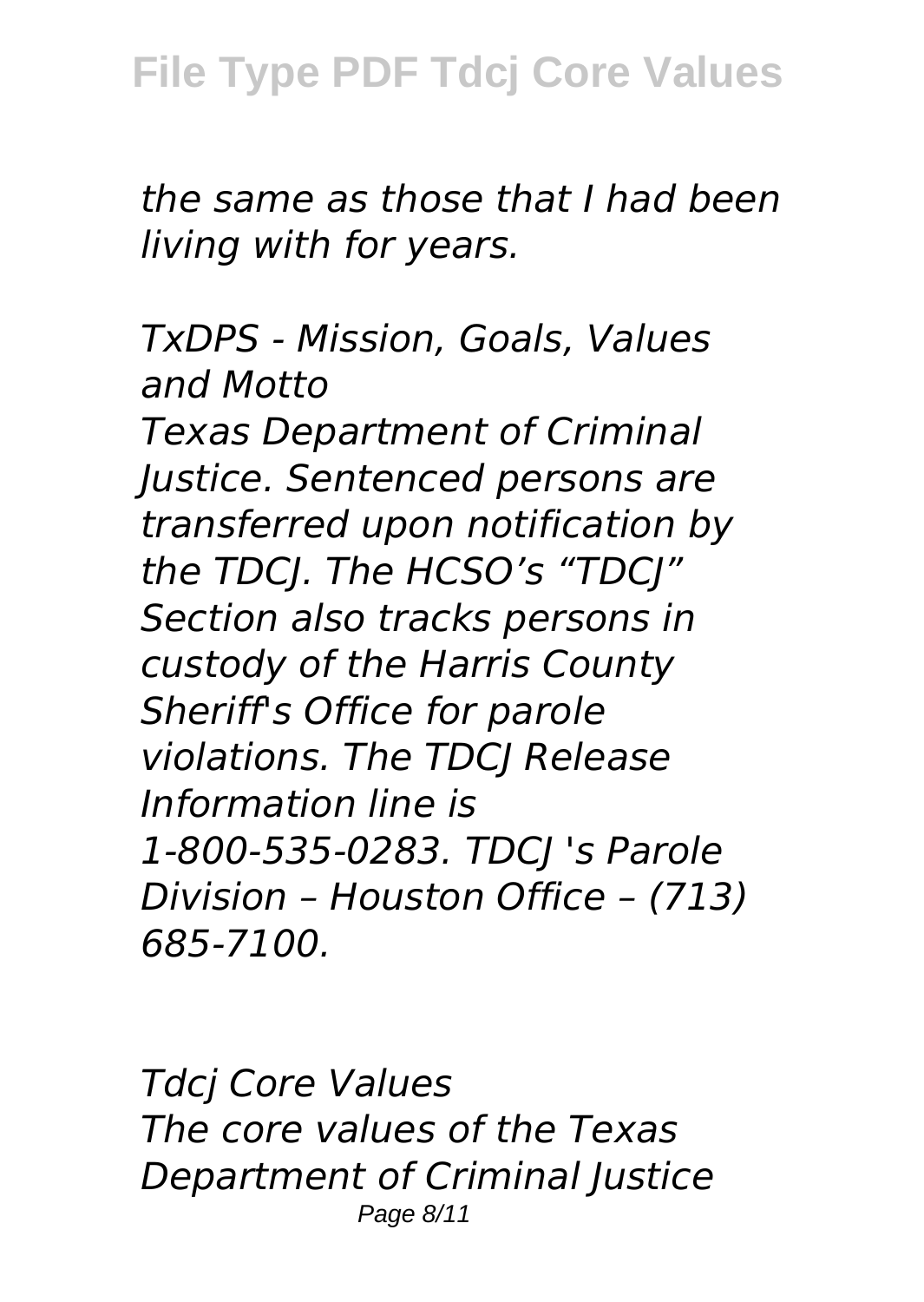*the same as those that I had been living with for years.*

*TxDPS - Mission, Goals, Values and Motto*

*Texas Department of Criminal Justice. Sentenced persons are transferred upon notification by the TDCJ. The HCSO's "TDCJ" Section also tracks persons in custody of the Harris County Sheriff's Office for parole violations. The TDCJ Release Information line is 1-800-535-0283. TDCJ 's Parole Division – Houston Office – (713) 685-7100.*

*Tdcj Core Values*

*The core values of the Texas Department of Criminal Justice*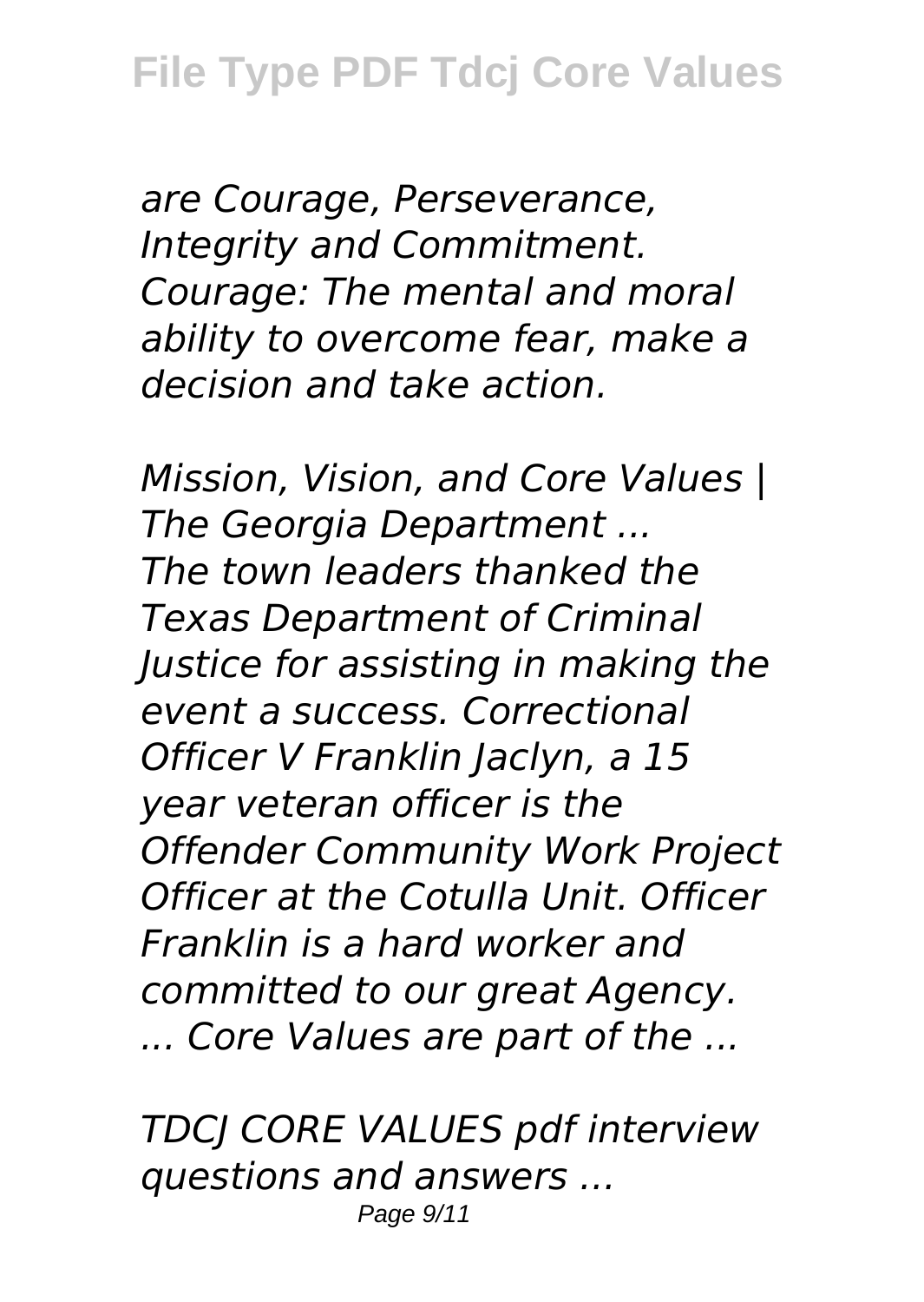*are Courage, Perseverance, Integrity and Commitment. Courage: The mental and moral ability to overcome fear, make a decision and take action.*

*Mission, Vision, and Core Values | The Georgia Department ...*
*The town leaders thanked the Texas Department of Criminal Justice for assisting in making the event a success. Correctional Officer V Franklin Jaclyn, a 15 year veteran officer is the Offender Community Work Project Officer at the Cotulla Unit. Officer Franklin is a hard worker and committed to our great Agency. ... Core Values are part of the ...*

*TDCJ CORE VALUES pdf interview questions and answers ...*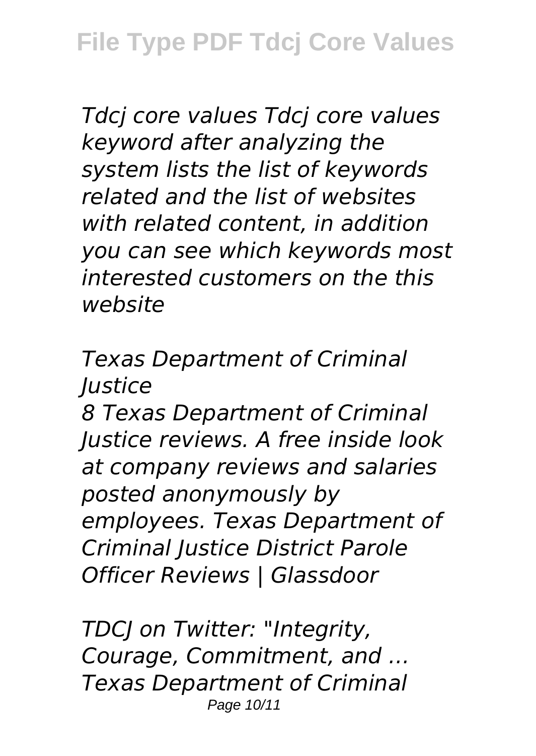*Tdcj core values Tdcj core values keyword after analyzing the system lists the list of keywords related and the list of websites with related content, in addition you can see which keywords most interested customers on the this website*

*Texas Department of Criminal Justice*

*8 Texas Department of Criminal Justice reviews. A free inside look at company reviews and salaries posted anonymously by employees. Texas Department of Criminal Justice District Parole Officer Reviews | Glassdoor*

*TDCJ on Twitter: "Integrity, Courage, Commitment, and ... Texas Department of Criminal*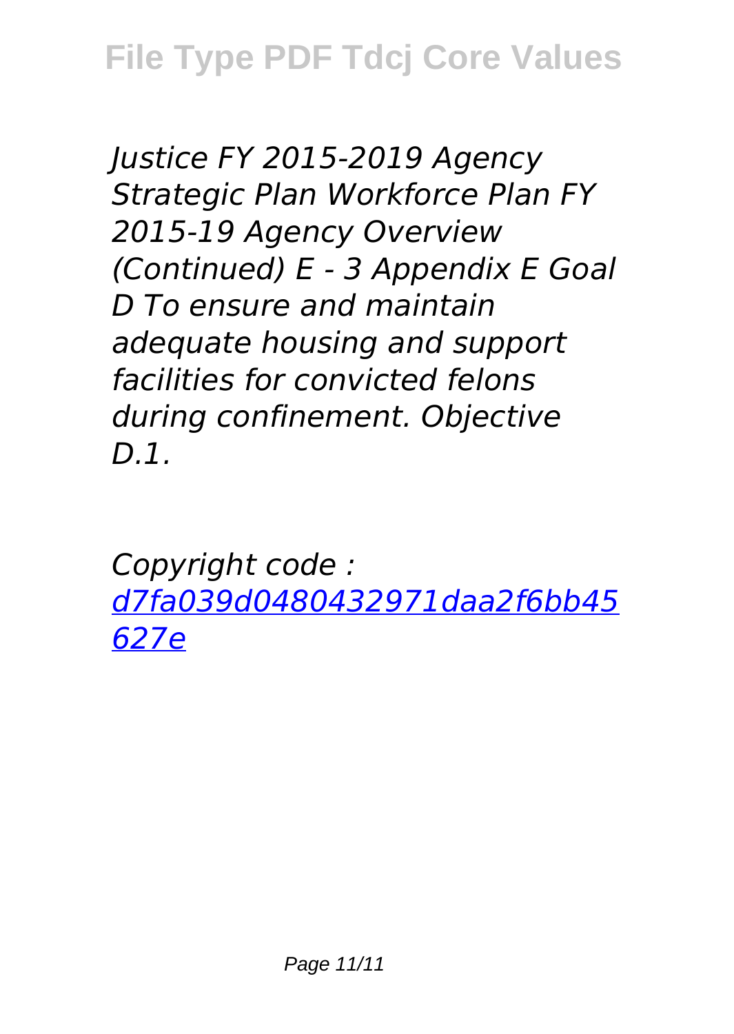*Justice FY 2015-2019 Agency Strategic Plan Workforce Plan FY 2015-19 Agency Overview (Continued) E - 3 Appendix E Goal D To ensure and maintain adequate housing and support facilities for convicted felons during confinement. Objective D.1.*

*Copyright code : d7fa039d0480432971daa2f6bb45627e*